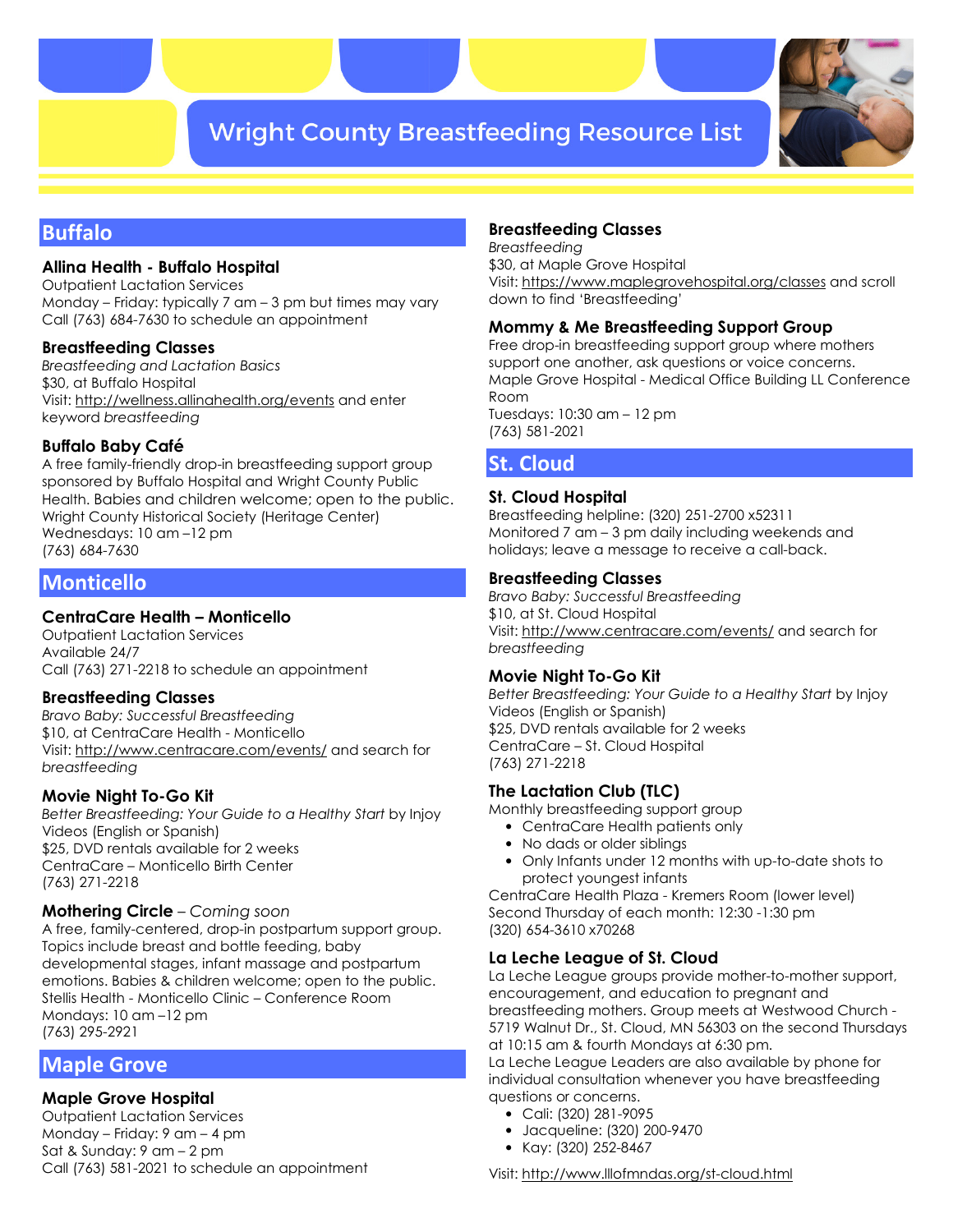# Wright County Breastfeeding Resource List

## Buffalo

### Allina Health - Buffalo Hospital

Outpatient Lactation Services
Monday – Friday: typically 7 am – 3 pm but times may vary
Call (763) 684-7630 to schedule an appointment

### Breastfeeding Classes

*Breastfeeding and Lactation Basics*
$30, at Buffalo Hospital
Visit: http://wellness.allinahealth.org/events and enter keyword *breastfeeding*

### Buffalo Baby Café

A free family-friendly drop-in breastfeeding support group sponsored by Buffalo Hospital and Wright County Public Health. Babies and children welcome; open to the public.
Wright County Historical Society (Heritage Center)
Wednesdays: 10 am –12 pm
(763) 684-7630

## Monticello

### CentraCare Health – Monticello

Outpatient Lactation Services
Available 24/7
Call (763) 271-2218 to schedule an appointment

### Breastfeeding Classes

*Bravo Baby: Successful Breastfeeding*
$10, at CentraCare Health - Monticello
Visit: http://www.centracare.com/events/ and search for *breastfeeding*

### Movie Night To-Go Kit

*Better Breastfeeding: Your Guide to a Healthy Start* by Injoy Videos (English or Spanish)
$25, DVD rentals available for 2 weeks
CentraCare – Monticello Birth Center
(763) 271-2218

### Mothering Circle – *Coming soon*

A free, family-centered, drop-in postpartum support group. Topics include breast and bottle feeding, baby developmental stages, infant massage and postpartum emotions. Babies & children welcome; open to the public.
Stellis Health - Monticello Clinic – Conference Room
Mondays: 10 am –12 pm
(763) 295-2921

## Maple Grove

### Maple Grove Hospital

Outpatient Lactation Services
Monday – Friday: 9 am – 4 pm
Sat & Sunday: 9 am – 2 pm
Call (763) 581-2021 to schedule an appointment

### Breastfeeding Classes

*Breastfeeding*
$30, at Maple Grove Hospital
Visit: https://www.maplegrovehospital.org/classes and scroll down to find 'Breastfeeding'

### Mommy & Me Breastfeeding Support Group

Free drop-in breastfeeding support group where mothers support one another, ask questions or voice concerns.
Maple Grove Hospital - Medical Office Building LL Conference Room
Tuesdays: 10:30 am – 12 pm
(763) 581-2021

## St. Cloud

### St. Cloud Hospital

Breastfeeding helpline: (320) 251-2700 x52311
Monitored 7 am – 3 pm daily including weekends and holidays; leave a message to receive a call-back.

### Breastfeeding Classes

*Bravo Baby: Successful Breastfeeding*
$10, at St. Cloud Hospital
Visit: http://www.centracare.com/events/ and search for *breastfeeding*

### Movie Night To-Go Kit

*Better Breastfeeding: Your Guide to a Healthy Start* by Injoy Videos (English or Spanish)
$25, DVD rentals available for 2 weeks
CentraCare – St. Cloud Hospital
(763) 271-2218

### The Lactation Club (TLC)

Monthly breastfeeding support group

- CentraCare Health patients only
- No dads or older siblings
- Only Infants under 12 months with up-to-date shots to protect youngest infants

CentraCare Health Plaza - Kremers Room (lower level)
Second Thursday of each month: 12:30 -1:30 pm
(320) 654-3610 x70268

### La Leche League of St. Cloud

La Leche League groups provide mother-to-mother support, encouragement, and education to pregnant and breastfeeding mothers. Group meets at Westwood Church - 5719 Walnut Dr., St. Cloud, MN 56303 on the second Thursdays at 10:15 am & fourth Mondays at 6:30 pm.
La Leche League Leaders are also available by phone for individual consultation whenever you have breastfeeding questions or concerns.

- Cali: (320) 281-9095
- Jacqueline: (320) 200-9470
- Kay: (320) 252-8467

Visit: http://www.lllofmndas.org/st-cloud.html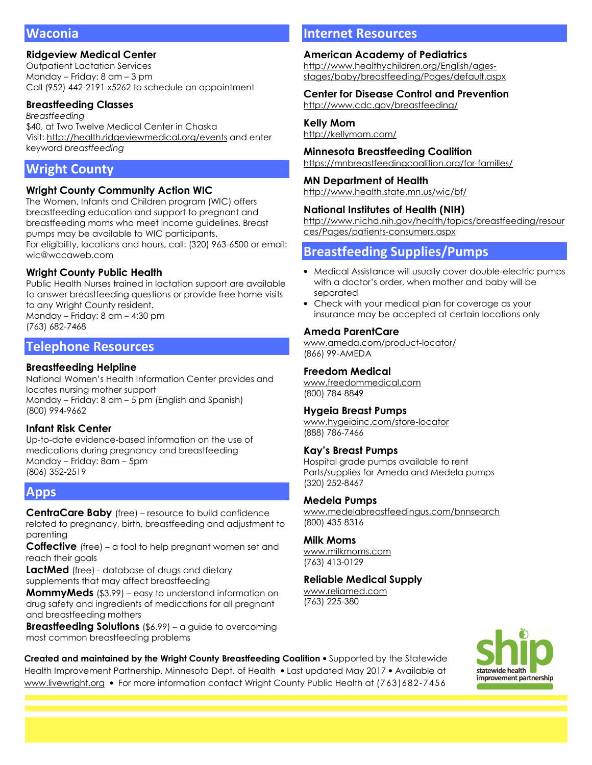## Waconia

### Ridgeview Medical Center

Outpatient Lactation Services
Monday – Friday: 8 am – 3 pm
Call (952) 442-2191 x5262 to schedule an appointment

### Breastfeeding Classes

*Breastfeeding*
$40, at Two Twelve Medical Center in Chaska
Visit: http://health.ridgeviewmedical.org/events and enter keyword *breastfeeding*

## Wright County

### Wright County Community Action WIC

The Women, Infants and Children program (WIC) offers breastfeeding education and support to pregnant and breastfeeding moms who meet income guidelines. Breast pumps may be available to WIC participants.
For eligibility, locations and hours, call: (320) 963-6500 or email: wic@wccaweb.com

### Wright County Public Health

Public Health Nurses trained in lactation support are available to answer breastfeeding questions or provide free home visits to any Wright County resident.
Monday – Friday: 8 am – 4:30 pm
(763) 682-7468

## Telephone Resources

### Breastfeeding Helpline

National Women's Health Information Center provides and locates nursing mother support
Monday – Friday: 8 am – 5 pm (English and Spanish)
(800) 994-9662

### Infant Risk Center

Up-to-date evidence-based information on the use of medications during pregnancy and breastfeeding
Monday – Friday: 8am – 5pm
(806) 352-2519

## Apps

**CentraCare Baby** (free) – resource to build confidence related to pregnancy, birth, breastfeeding and adjustment to parenting

**Coffective** (free) – a tool to help pregnant women set and reach their goals

**LactMed** (free) - database of drugs and dietary supplements that may affect breastfeeding

**MommyMeds** ($3.99) – easy to understand information on drug safety and ingredients of medications for all pregnant and breastfeeding mothers

**Breastfeeding Solutions** ($6.99) – a guide to overcoming most common breastfeeding problems

## Internet Resources

### American Academy of Pediatrics

http://www.healthychildren.org/English/ages-stages/baby/breastfeeding/Pages/default.aspx

### Center for Disease Control and Prevention

http://www.cdc.gov/breastfeeding/

### Kelly Mom

http://kellymom.com/

### Minnesota Breastfeeding Coalition

https://mnbreastfeedingcoalition.org/for-families/

### MN Department of Health

http://www.health.state.mn.us/wic/bf/

### National Institutes of Health (NIH)

http://www.nichd.nih.gov/health/topics/breastfeeding/resources/Pages/patients-consumers.aspx

## Breastfeeding Supplies/Pumps

- Medical Assistance will usually cover double-electric pumps with a doctor's order, when mother and baby will be separated
- Check with your medical plan for coverage as your insurance may be accepted at certain locations only

### Ameda ParentCare

www.ameda.com/product-locator/
(866) 99-AMEDA

### Freedom Medical

www.freedommedical.com
(800) 784-8849

### Hygeia Breast Pumps

www.hygeiainc.com/store-locator
(888) 786-7466

### Kay's Breast Pumps

Hospital grade pumps available to rent
Parts/supplies for Ameda and Medela pumps
(320) 252-8467

### Medela Pumps

www.medelabreastfeedingus.com/bnnsearch
(800) 435-8316

### Milk Moms

www.milkmoms.com
(763) 413-0129

### Reliable Medical Supply

www.reliamed.com
(763) 225-380

**Created and maintained by the Wright County Breastfeeding Coalition** • Supported by the Statewide Health Improvement Partnership, Minnesota Dept. of Health • Last updated May 2017 • Available at www.livewright.org • For more information contact Wright County Public Health at (763)682-7456

ship statewide health improvement partnership